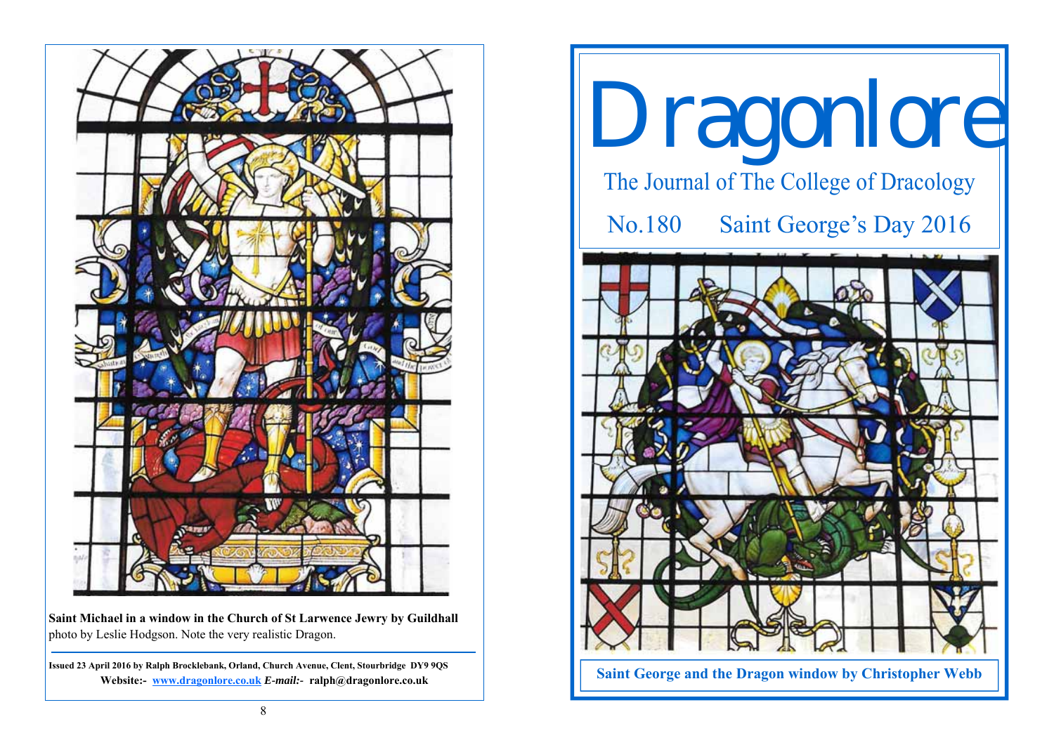Saint Michael in a window in the Church of St Larwence Jewry by Guildhall

photo by Leslie Hodgson. Note the very realistic Dragon.

**Issued 23 April 2016 by Ralph Brocklebank, Orland, Church Avenue, Clent, Stourbridge DY9 9QS**

**Website:- www.dragonlore.co.uk** ***E-mail:-*** **ralph@dragonlore.co.uk**

# Dragonlore

## The Journal of The College of Dracology

## No.180 Saint George's Day 2016

**Saint George and the Dragon window by Christopher Webb**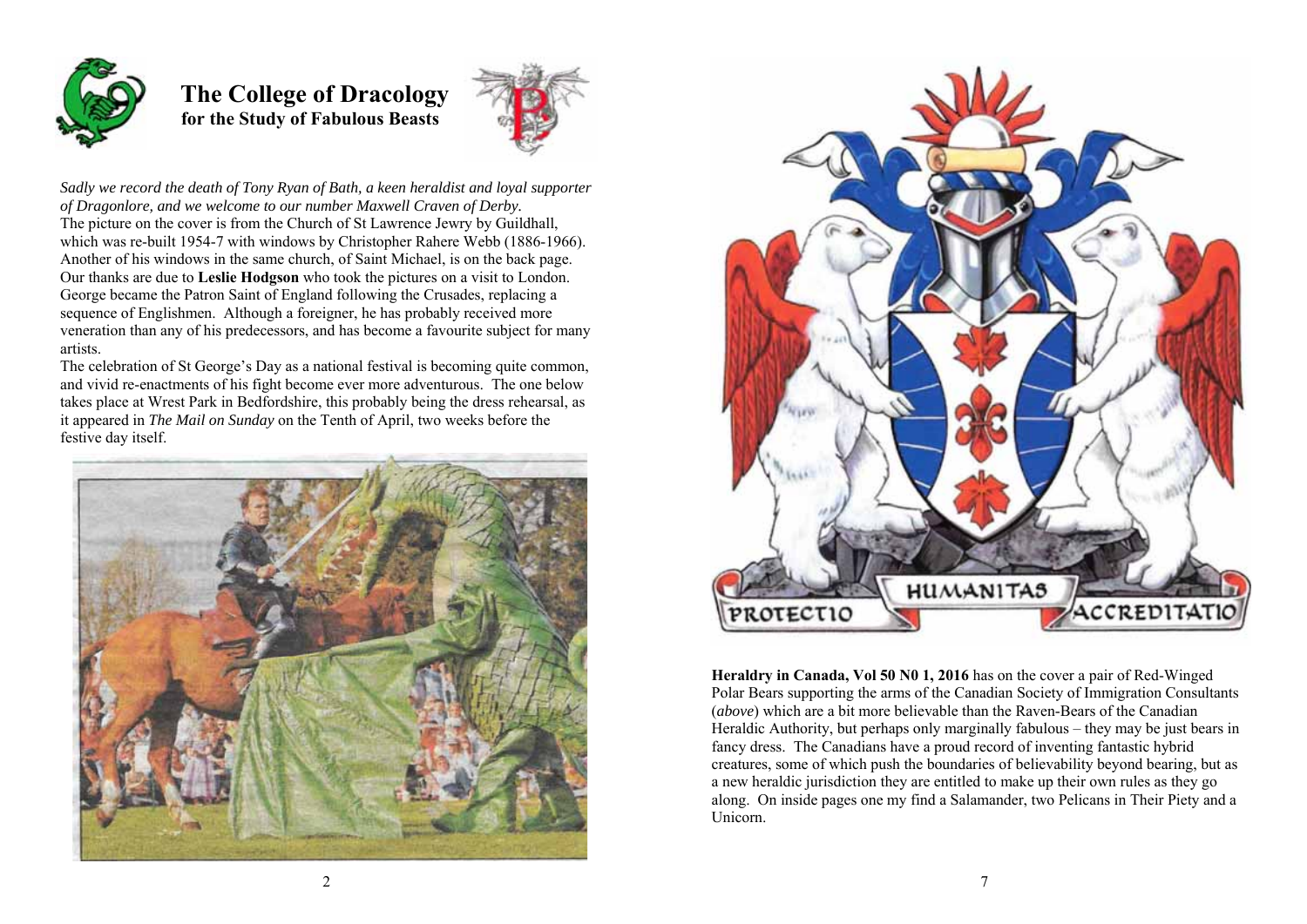# The College of Dracology
## for the Study of Fabulous Beasts

*Sadly we record the death of Tony Ryan of Bath, a keen heraldist and loyal supporter of Dragonlore, and we welcome to our number Maxwell Craven of Derby.*

The picture on the cover is from the Church of St Lawrence Jewry by Guildhall, which was re-built 1954-7 with windows by Christopher Rahere Webb (1886-1966). Another of his windows in the same church, of Saint Michael, is on the back page. Our thanks are due to **Leslie Hodgson** who took the pictures on a visit to London. George became the Patron Saint of England following the Crusades, replacing a sequence of Englishmen. Although a foreigner, he has probably received more veneration than any of his predecessors, and has become a favourite subject for many artists.

The celebration of St George's Day as a national festival is becoming quite common, and vivid re-enactments of his fight become ever more adventurous. The one below takes place at Wrest Park in Bedfordshire, this probably being the dress rehearsal, as it appeared in *The Mail on Sunday* on the Tenth of April, two weeks before the festive day itself.

**Heraldry in Canada, Vol 50 N0 1, 2016** has on the cover a pair of Red-Winged Polar Bears supporting the arms of the Canadian Society of Immigration Consultants (*above*) which are a bit more believable than the Raven-Bears of the Canadian Heraldic Authority, but perhaps only marginally fabulous – they may be just bears in fancy dress. The Canadians have a proud record of inventing fantastic hybrid creatures, some of which push the boundaries of believability beyond bearing, but as a new heraldic jurisdiction they are entitled to make up their own rules as they go along. On inside pages one my find a Salamander, two Pelicans in Their Piety and a Unicorn.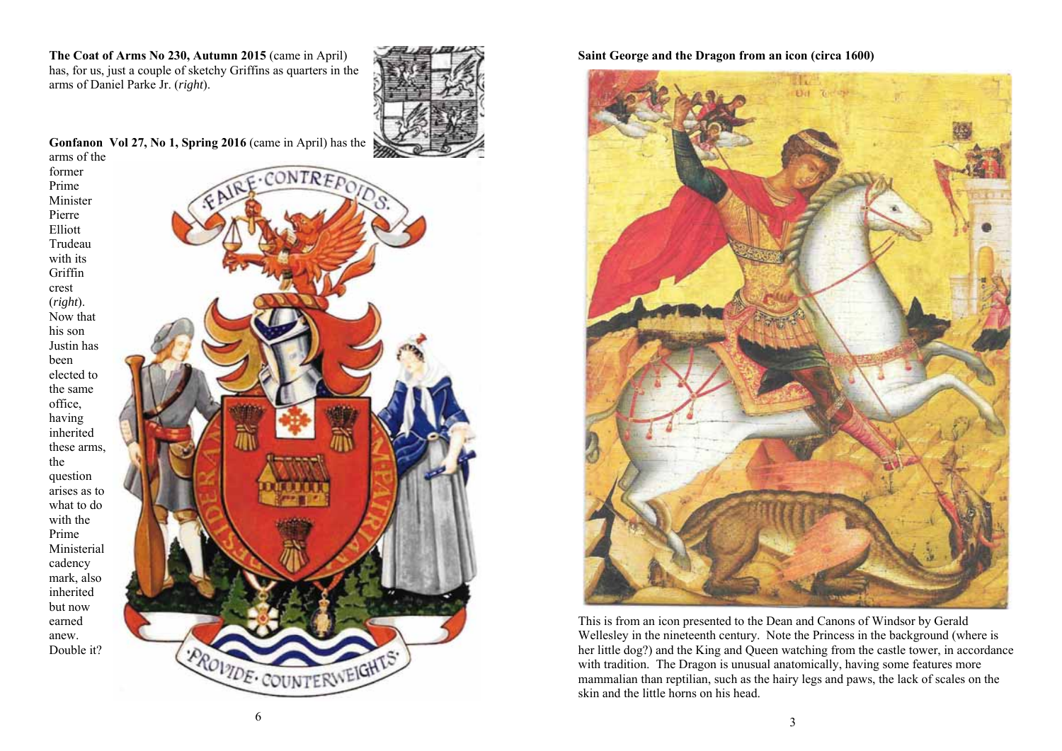**The Coat of Arms No 230, Autumn 2015** (came in April) has, for us, just a couple of sketchy Griffins as quarters in the arms of Daniel Parke Jr. (*right*).

**Gonfanon Vol 27, No 1, Spring 2016** (came in April) has the arms of the former Prime Minister Pierre Elliott Trudeau with its Griffin crest (*right*). Now that his son Justin has been elected to the same office, having inherited these arms, the question arises as to what to do with the Prime Ministerial cadency mark, also inherited but now earned anew. Double it?

**Saint George and the Dragon from an icon (circa 1600)**

This is from an icon presented to the Dean and Canons of Windsor by Gerald Wellesley in the nineteenth century. Note the Princess in the background (where is her little dog?) and the King and Queen watching from the castle tower, in accordance with tradition. The Dragon is unusual anatomically, having some features more mammalian than reptilian, such as the hairy legs and paws, the lack of scales on the skin and the little horns on his head.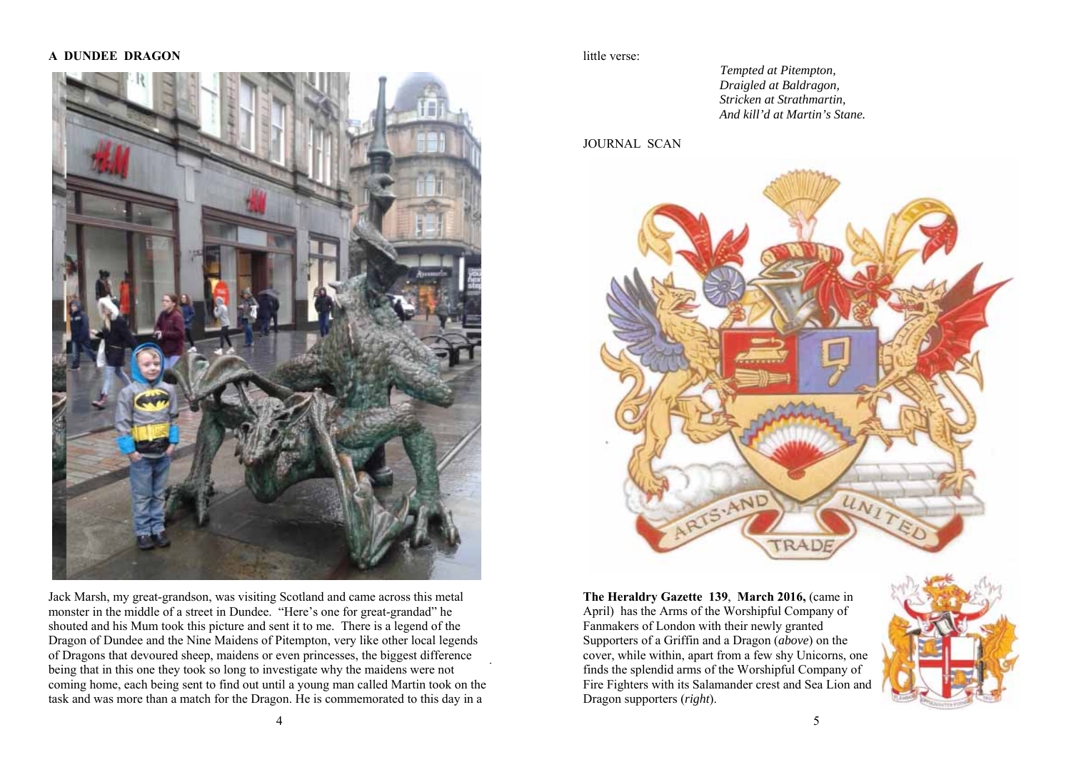**A DUNDEE DRAGON**

Jack Marsh, my great-grandson, was visiting Scotland and came across this metal monster in the middle of a street in Dundee. "Here's one for great-grandad" he shouted and his Mum took this picture and sent it to me. There is a legend of the Dragon of Dundee and the Nine Maidens of Pitempton, very like other local legends of Dragons that devoured sheep, maidens or even princesses, the biggest difference being that in this one they took so long to investigate why the maidens were not coming home, each being sent to find out until a young man called Martin took on the task and was more than a match for the Dragon. He is commemorated to this day in a little verse:

*Tempted at Pitempton,*
*Draigled at Baldragon,*
*Stricken at Strathmartin,*
*And kill'd at Martin's Stane.*

JOURNAL SCAN

**The Heraldry Gazette 139**, **March 2016,** (came in April) has the Arms of the Worshipful Company of Fanmakers of London with their newly granted Supporters of a Griffin and a Dragon (*above*) on the cover, while within, apart from a few shy Unicorns, one finds the splendid arms of the Worshipful Company of Fire Fighters with its Salamander crest and Sea Lion and Dragon supporters (*right*).